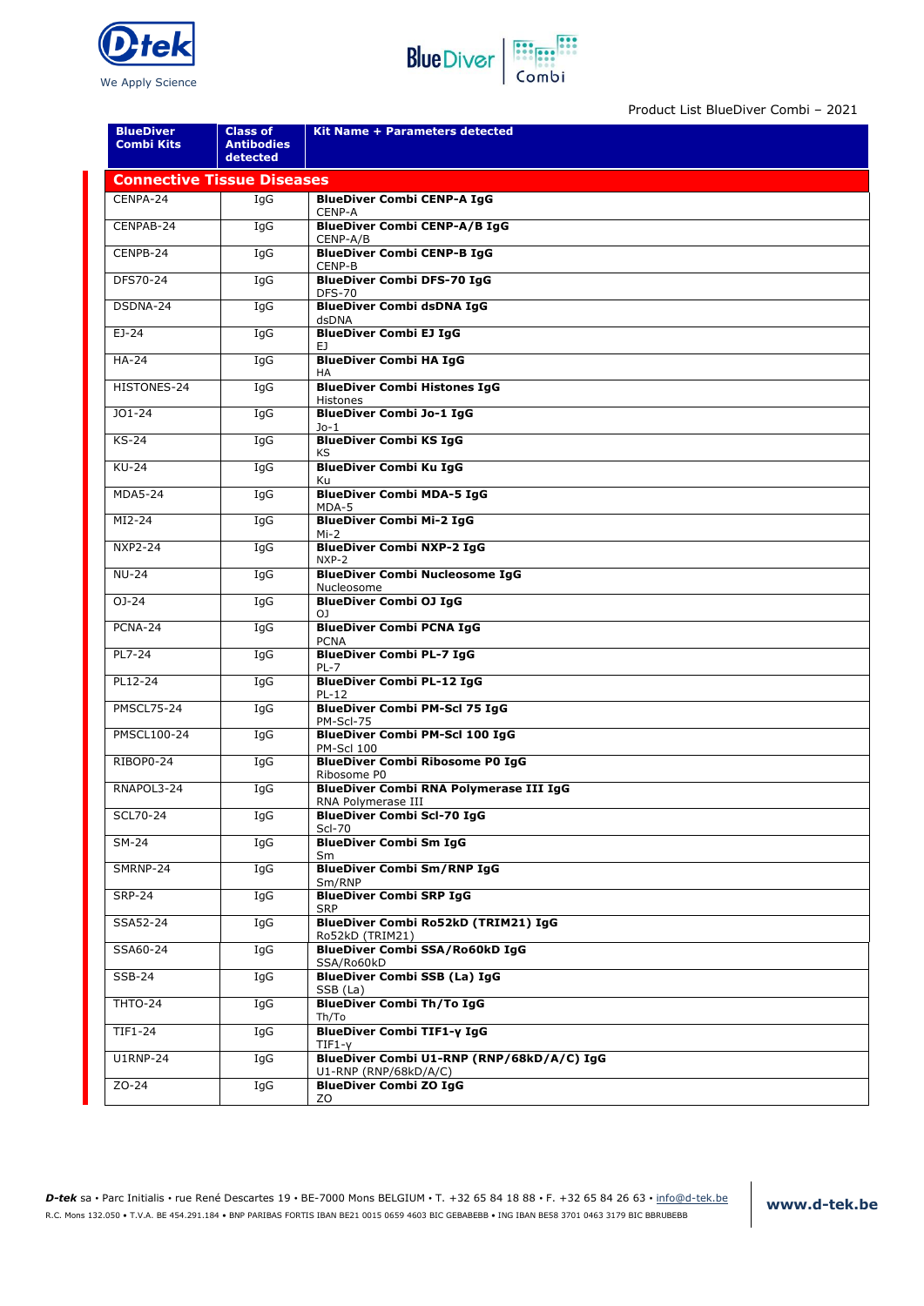Product List BlueDiver Combi – 2021

| BlueDiver Combi Kits | Class of Antibodies detected | Kit Name + Parameters detected |
|---|---|---|
| **Connective Tissue Diseases** | | |
| CENPA-24 | IgG | **BlueDiver Combi CENP-A IgG**<br>CENP-A |
| CENPAB-24 | IgG | **BlueDiver Combi CENP-A/B IgG**<br>CENP-A/B |
| CENPB-24 | IgG | **BlueDiver Combi CENP-B IgG**<br>CENP-B |
| DFS70-24 | IgG | **BlueDiver Combi DFS-70 IgG**<br>DFS-70 |
| DSDNA-24 | IgG | **BlueDiver Combi dsDNA IgG**<br>dsDNA |
| EJ-24 | IgG | **BlueDiver Combi EJ IgG**<br>EJ |
| HA-24 | IgG | **BlueDiver Combi HA IgG**<br>HA |
| HISTONES-24 | IgG | **BlueDiver Combi Histones IgG**<br>Histones |
| JO1-24 | IgG | **BlueDiver Combi Jo-1 IgG**<br>Jo-1 |
| KS-24 | IgG | **BlueDiver Combi KS IgG**<br>KS |
| KU-24 | IgG | **BlueDiver Combi Ku IgG**<br>Ku |
| MDA5-24 | IgG | **BlueDiver Combi MDA-5 IgG**<br>MDA-5 |
| MI2-24 | IgG | **BlueDiver Combi Mi-2 IgG**<br>Mi-2 |
| NXP2-24 | IgG | **BlueDiver Combi NXP-2 IgG**<br>NXP-2 |
| NU-24 | IgG | **BlueDiver Combi Nucleosome IgG**<br>Nucleosome |
| OJ-24 | IgG | **BlueDiver Combi OJ IgG**<br>OJ |
| PCNA-24 | IgG | **BlueDiver Combi PCNA IgG**<br>PCNA |
| PL7-24 | IgG | **BlueDiver Combi PL-7 IgG**<br>PL-7 |
| PL12-24 | IgG | **BlueDiver Combi PL-12 IgG**<br>PL-12 |
| PMSCL75-24 | IgG | **BlueDiver Combi PM-Scl 75 IgG**<br>PM-Scl-75 |
| PMSCL100-24 | IgG | **BlueDiver Combi PM-Scl 100 IgG**<br>PM-Scl 100 |
| RIBOP0-24 | IgG | **BlueDiver Combi Ribosome P0 IgG**<br>Ribosome P0 |
| RNAPOL3-24 | IgG | **BlueDiver Combi RNA Polymerase III IgG**<br>RNA Polymerase III |
| SCL70-24 | IgG | **BlueDiver Combi Scl-70 IgG**<br>Scl-70 |
| SM-24 | IgG | **BlueDiver Combi Sm IgG**<br>Sm |
| SMRNP-24 | IgG | **BlueDiver Combi Sm/RNP IgG**<br>Sm/RNP |
| SRP-24 | IgG | **BlueDiver Combi SRP IgG**<br>SRP |
| SSA52-24 | IgG | **BlueDiver Combi Ro52kD (TRIM21) IgG**<br>Ro52kD (TRIM21) |
| SSA60-24 | IgG | **BlueDiver Combi SSA/Ro60kD IgG**<br>SSA/Ro60kD |
| SSB-24 | IgG | **BlueDiver Combi SSB (La) IgG**<br>SSB (La) |
| THTO-24 | IgG | **BlueDiver Combi Th/To IgG**<br>Th/To |
| TIF1-24 | IgG | **BlueDiver Combi TIF1-γ IgG**<br>TIF1-γ |
| U1RNP-24 | IgG | **BlueDiver Combi U1-RNP (RNP/68kD/A/C) IgG**<br>U1-RNP (RNP/68kD/A/C) |
| ZO-24 | IgG | **BlueDiver Combi ZO IgG**<br>ZO |

***D-tek*** sa • Parc Initialis • rue René Descartes 19 • BE-7000 Mons BELGIUM • T. +32 65 84 18 88 • F. +32 65 84 26 63 • info@d-tek.be
R.C. Mons 132.050 • T.V.A. BE 454.291.184 • BNP PARIBAS FORTIS IBAN BE21 0015 0659 4603 BIC GEBABEBB • ING IBAN BE58 3701 0463 3179 BIC BBRUBEBB

**www.d-tek.be**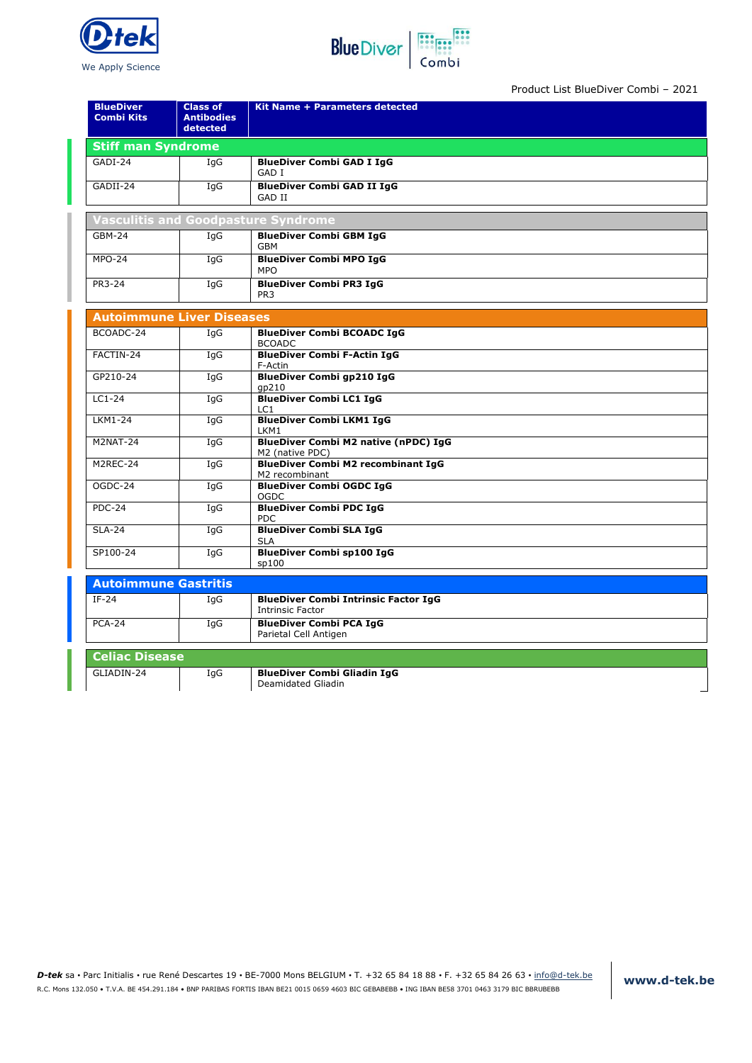Product List BlueDiver Combi – 2021

| BlueDiver Combi Kits | Class of Antibodies detected | Kit Name + Parameters detected |
|---|---|---|
| **Stiff man Syndrome** | | |
| GADI-24 | IgG | **BlueDiver Combi GAD I IgG**<br>GAD I |
| GADII-24 | IgG | **BlueDiver Combi GAD II IgG**<br>GAD II |
| **Vasculitis and Goodpasture Syndrome** | | |
| GBM-24 | IgG | **BlueDiver Combi GBM IgG**<br>GBM |
| MPO-24 | IgG | **BlueDiver Combi MPO IgG**<br>MPO |
| PR3-24 | IgG | **BlueDiver Combi PR3 IgG**<br>PR3 |
| **Autoimmune Liver Diseases** | | |
| BCOADC-24 | IgG | **BlueDiver Combi BCOADC IgG**<br>BCOADC |
| FACTIN-24 | IgG | **BlueDiver Combi F-Actin IgG**<br>F-Actin |
| GP210-24 | IgG | **BlueDiver Combi gp210 IgG**<br>gp210 |
| LC1-24 | IgG | **BlueDiver Combi LC1 IgG**<br>LC1 |
| LKM1-24 | IgG | **BlueDiver Combi LKM1 IgG**<br>LKM1 |
| M2NAT-24 | IgG | **BlueDiver Combi M2 native (nPDC) IgG**<br>M2 (native PDC) |
| M2REC-24 | IgG | **BlueDiver Combi M2 recombinant IgG**<br>M2 recombinant |
| OGDC-24 | IgG | **BlueDiver Combi OGDC IgG**<br>OGDC |
| PDC-24 | IgG | **BlueDiver Combi PDC IgG**<br>PDC |
| SLA-24 | IgG | **BlueDiver Combi SLA IgG**<br>SLA |
| SP100-24 | IgG | **BlueDiver Combi sp100 IgG**<br>sp100 |
| **Autoimmune Gastritis** | | |
| IF-24 | IgG | **BlueDiver Combi Intrinsic Factor IgG**<br>Intrinsic Factor |
| PCA-24 | IgG | **BlueDiver Combi PCA IgG**<br>Parietal Cell Antigen |
| **Celiac Disease** | | |
| GLIADIN-24 | IgG | **BlueDiver Combi Gliadin IgG**<br>Deamidated Gliadin |

***D-tek*** sa • Parc Initialis • rue René Descartes 19 • BE-7000 Mons BELGIUM • T. +32 65 84 18 88 • F. +32 65 84 26 63 • info@d-tek.be
R.C. Mons 132.050 • T.V.A. BE 454.291.184 • BNP PARIBAS FORTIS IBAN BE21 0015 0659 4603 BIC GEBABEBB • ING IBAN BE58 3701 0463 3179 BIC BBRUBEBB

**www.d-tek.be**